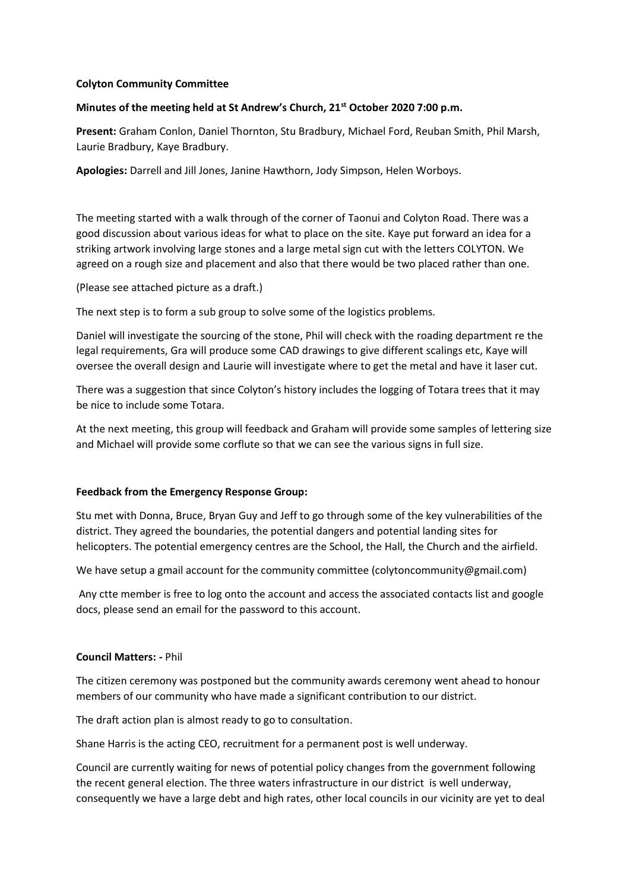**Colyton Community Committee**

**Minutes of the meeting held at St Andrew's Church, 21st October 2020 7:00 p.m.**

**Present:** Graham Conlon, Daniel Thornton, Stu Bradbury, Michael Ford, Reuban Smith, Phil Marsh, Laurie Bradbury, Kaye Bradbury.

**Apologies:** Darrell and Jill Jones, Janine Hawthorn, Jody Simpson, Helen Worboys.

The meeting started with a walk through of the corner of Taonui and Colyton Road. There was a good discussion about various ideas for what to place on the site. Kaye put forward an idea for a striking artwork involving large stones and a large metal sign cut with the letters COLYTON. We agreed on a rough size and placement and also that there would be two placed rather than one.

(Please see attached picture as a draft.)

The next step is to form a sub group to solve some of the logistics problems.

Daniel will investigate the sourcing of the stone, Phil will check with the roading department re the legal requirements, Gra will produce some CAD drawings to give different scalings etc, Kaye will oversee the overall design and Laurie will investigate where to get the metal and have it laser cut.

There was a suggestion that since Colyton's history includes the logging of Totara trees that it may be nice to include some Totara.

At the next meeting, this group will feedback and Graham will provide some samples of lettering size and Michael will provide some corflute so that we can see the various signs in full size.

**Feedback from the Emergency Response Group:**

Stu met with Donna, Bruce, Bryan Guy and Jeff to go through some of the key vulnerabilities of the district. They agreed the boundaries, the potential dangers and potential landing sites for helicopters. The potential emergency centres are the School, the Hall, the Church and the airfield.

We have setup a gmail account for the community committee (colytoncommunity@gmail.com)

Any ctte member is free to log onto the account and access the associated contacts list and google docs, please send an email for the password to this account.

**Council Matters: -** Phil

The citizen ceremony was postponed but the community awards ceremony went ahead to honour members of our community who have made a significant contribution to our district.

The draft action plan is almost ready to go to consultation.

Shane Harris is the acting CEO, recruitment for a permanent post is well underway.

Council are currently waiting for news of potential policy changes from the government following the recent general election. The three waters infrastructure in our district is well underway, consequently we have a large debt and high rates, other local councils in our vicinity are yet to deal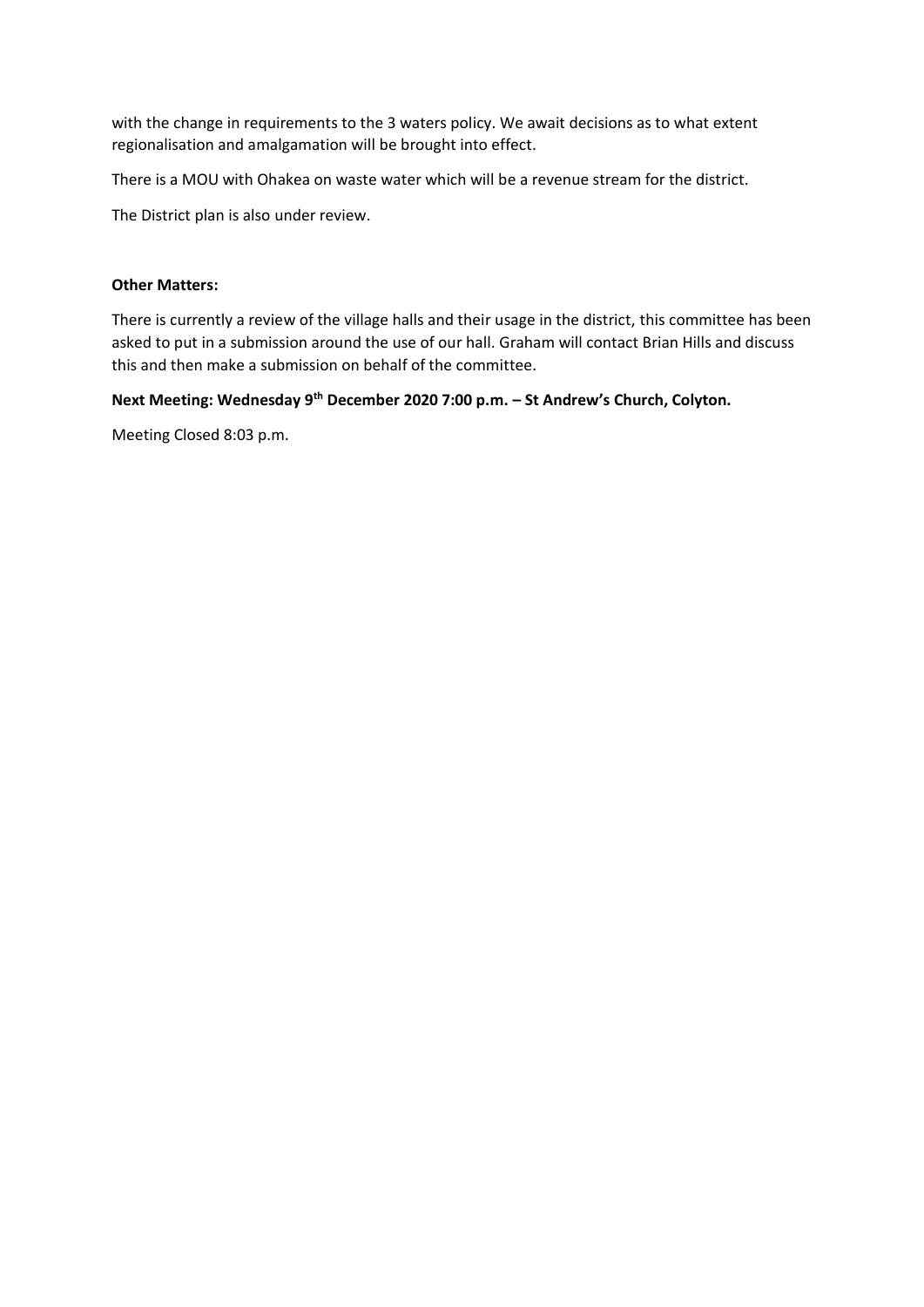with the change in requirements to the 3 waters policy. We await decisions as to what extent regionalisation and amalgamation will be brought into effect.

There is a MOU with Ohakea on waste water which will be a revenue stream for the district.

The District plan is also under review.

**Other Matters:**

There is currently a review of the village halls and their usage in the district, this committee has been asked to put in a submission around the use of our hall. Graham will contact Brian Hills and discuss this and then make a submission on behalf of the committee.

**Next Meeting: Wednesday 9th December 2020 7:00 p.m. – St Andrew's Church, Colyton.**

Meeting Closed 8:03 p.m.